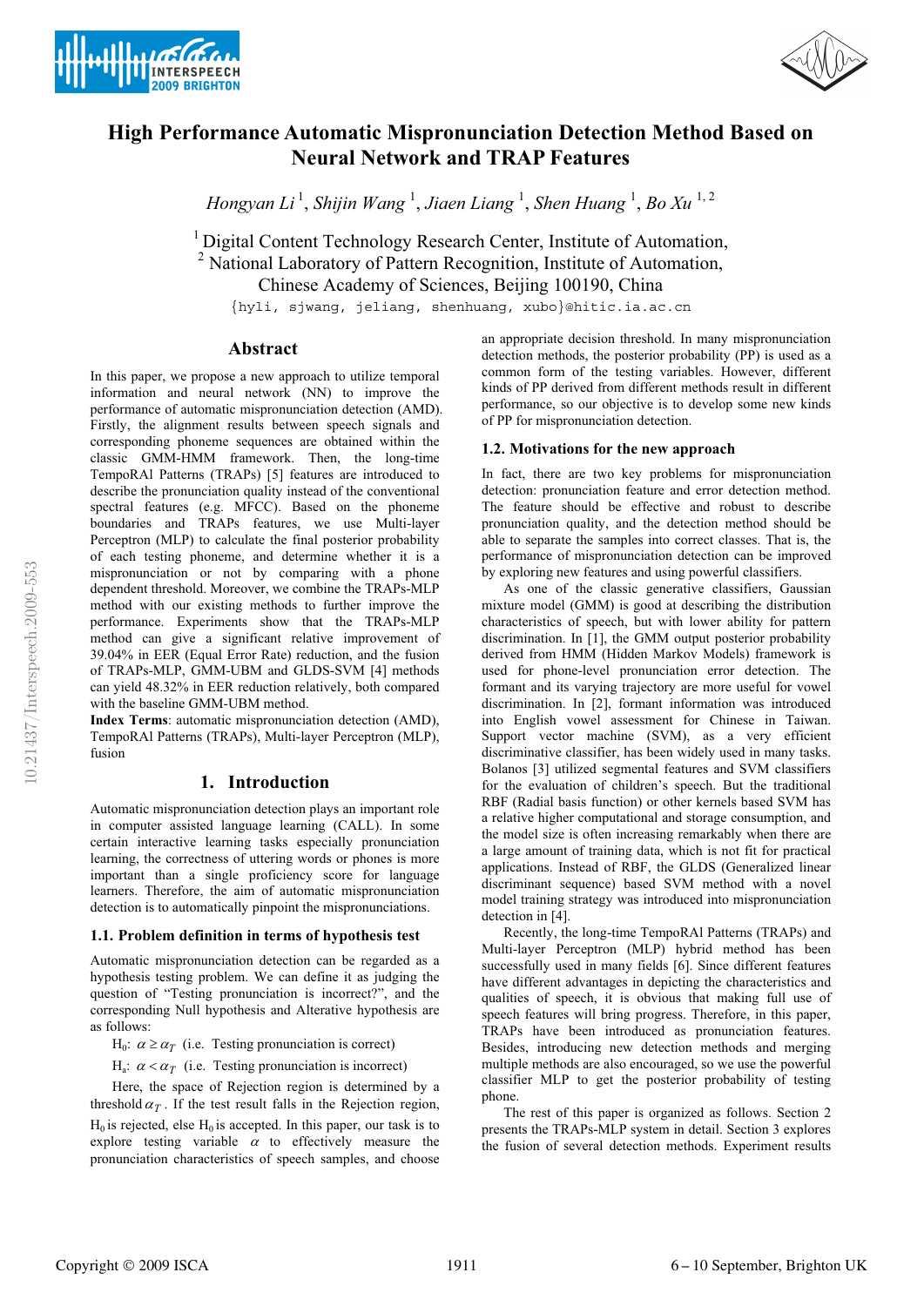# High Performance Automatic Mispronunciation Detection Method Based on Neural Network and TRAP Features

*Hongyan Li* [1], *Shijin Wang* [1], *Jiaen Liang* [1], *Shen Huang* [1], *Bo Xu* [1,2]

[1] Digital Content Technology Research Center, Institute of Automation,
[2] National Laboratory of Pattern Recognition, Institute of Automation,
Chinese Academy of Sciences, Beijing 100190, China

{hyli, sjwang, jeliang, shenhuang, xubo}@hitic.ia.ac.cn

## Abstract

In this paper, we propose a new approach to utilize temporal information and neural network (NN) to improve the performance of automatic mispronunciation detection (AMD). Firstly, the alignment results between speech signals and corresponding phoneme sequences are obtained within the classic GMM-HMM framework. Then, the long-time TempoRAl Patterns (TRAPs) [5] features are introduced to describe the pronunciation quality instead of the conventional spectral features (e.g. MFCC). Based on the phoneme boundaries and TRAPs features, we use Multi-layer Perceptron (MLP) to calculate the final posterior probability of each testing phoneme, and determine whether it is a mispronunciation or not by comparing with a phone dependent threshold. Moreover, we combine the TRAPs-MLP method with our existing methods to further improve the performance. Experiments show that the TRAPs-MLP method can give a significant relative improvement of 39.04% in EER (Equal Error Rate) reduction, and the fusion of TRAPs-MLP, GMM-UBM and GLDS-SVM [4] methods can yield 48.32% in EER reduction relatively, both compared with the baseline GMM-UBM method.

**Index Terms**: automatic mispronunciation detection (AMD), TempoRAl Patterns (TRAPs), Multi-layer Perceptron (MLP), fusion

## 1. Introduction

Automatic mispronunciation detection plays an important role in computer assisted language learning (CALL). In some certain interactive learning tasks especially pronunciation learning, the correctness of uttering words or phones is more important than a single proficiency score for language learners. Therefore, the aim of automatic mispronunciation detection is to automatically pinpoint the mispronunciations.

### 1.1. Problem definition in terms of hypothesis test

Automatic mispronunciation detection can be regarded as a hypothesis testing problem. We can define it as judging the question of "Testing pronunciation is incorrect?", and the corresponding Null hypothesis and Alterative hypothesis are as follows:

$H_0$: $\alpha \geq \alpha_T$ (i.e. Testing pronunciation is correct)

$H_a$: $\alpha < \alpha_T$ (i.e. Testing pronunciation is incorrect)

Here, the space of Rejection region is determined by a threshold $\alpha_T$. If the test result falls in the Rejection region, $H_0$ is rejected, else $H_0$ is accepted. In this paper, our task is to explore testing variable $\alpha$ to effectively measure the pronunciation characteristics of speech samples, and choose an appropriate decision threshold. In many mispronunciation detection methods, the posterior probability (PP) is used as a common form of the testing variables. However, different kinds of PP derived from different methods result in different performance, so our objective is to develop some new kinds of PP for mispronunciation detection.

### 1.2. Motivations for the new approach

In fact, there are two key problems for mispronunciation detection: pronunciation feature and error detection method. The feature should be effective and robust to describe pronunciation quality, and the detection method should be able to separate the samples into correct classes. That is, the performance of mispronunciation detection can be improved by exploring new features and using powerful classifiers.

As one of the classic generative classifiers, Gaussian mixture model (GMM) is good at describing the distribution characteristics of speech, but with lower ability for pattern discrimination. In [1], the GMM output posterior probability derived from HMM (Hidden Markov Models) framework is used for phone-level pronunciation error detection. The formant and its varying trajectory are more useful for vowel discrimination. In [2], formant information was introduced into English vowel assessment for Chinese in Taiwan. Support vector machine (SVM), as a very efficient discriminative classifier, has been widely used in many tasks. Bolanos [3] utilized segmental features and SVM classifiers for the evaluation of children's speech. But the traditional RBF (Radial basis function) or other kernels based SVM has a relative higher computational and storage consumption, and the model size is often increasing remarkably when there are a large amount of training data, which is not fit for practical applications. Instead of RBF, the GLDS (Generalized linear discriminant sequence) based SVM method with a novel model training strategy was introduced into mispronunciation detection in [4].

Recently, the long-time TempoRAl Patterns (TRAPs) and Multi-layer Perceptron (MLP) hybrid method has been successfully used in many fields [6]. Since different features have different advantages in depicting the characteristics and qualities of speech, it is obvious that making full use of speech features will bring progress. Therefore, in this paper, TRAPs have been introduced as pronunciation features. Besides, introducing new detection methods and merging multiple methods are also encouraged, so we use the powerful classifier MLP to get the posterior probability of testing phone.

The rest of this paper is organized as follows. Section 2 presents the TRAPs-MLP system in detail. Section 3 explores the fusion of several detection methods. Experiment results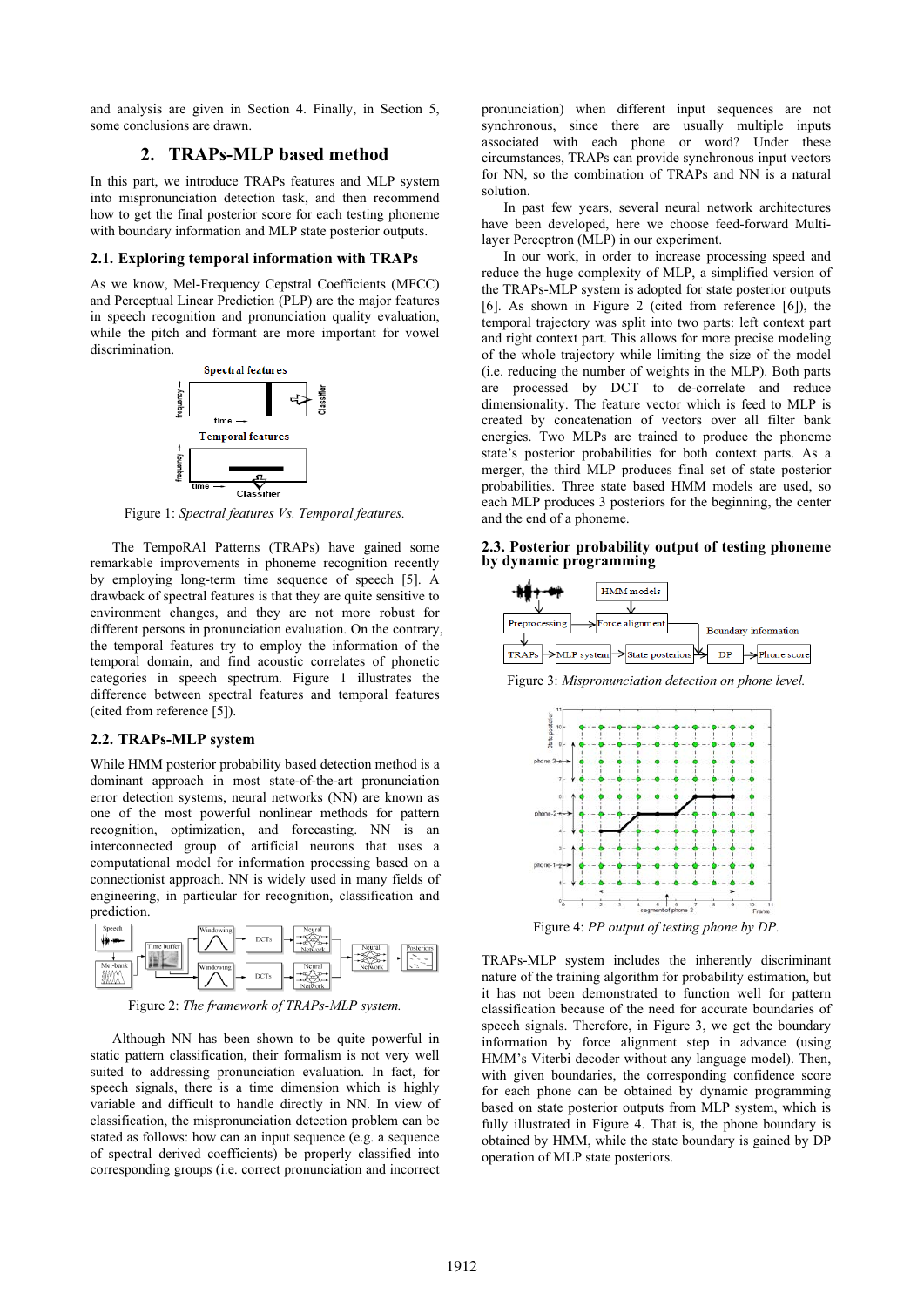and analysis are given in Section 4. Finally, in Section 5, some conclusions are drawn.

## 2. TRAPs-MLP based method

In this part, we introduce TRAPs features and MLP system into mispronunciation detection task, and then recommend how to get the final posterior score for each testing phoneme with boundary information and MLP state posterior outputs.

### 2.1. Exploring temporal information with TRAPs

As we know, Mel-Frequency Cepstral Coefficients (MFCC) and Perceptual Linear Prediction (PLP) are the major features in speech recognition and pronunciation quality evaluation, while the pitch and formant are more important for vowel discrimination.

Figure 1: *Spectral features Vs. Temporal features.*

The TempoRAl Patterns (TRAPs) have gained some remarkable improvements in phoneme recognition recently by employing long-term time sequence of speech [5]. A drawback of spectral features is that they are quite sensitive to environment changes, and they are not more robust for different persons in pronunciation evaluation. On the contrary, the temporal features try to employ the information of the temporal domain, and find acoustic correlates of phonetic categories in speech spectrum. Figure 1 illustrates the difference between spectral features and temporal features (cited from reference [5]).

### 2.2. TRAPs-MLP system

While HMM posterior probability based detection method is a dominant approach in most state-of-the-art pronunciation error detection systems, neural networks (NN) are known as one of the most powerful nonlinear methods for pattern recognition, optimization, and forecasting. NN is an interconnected group of artificial neurons that uses a computational model for information processing based on a connectionist approach. NN is widely used in many fields of engineering, in particular for recognition, classification and prediction.

Figure 2: *The framework of TRAPs-MLP system.*

Although NN has been shown to be quite powerful in static pattern classification, their formalism is not very well suited to addressing pronunciation evaluation. In fact, for speech signals, there is a time dimension which is highly variable and difficult to handle directly in NN. In view of classification, the mispronunciation detection problem can be stated as follows: how can an input sequence (e.g. a sequence of spectral derived coefficients) be properly classified into corresponding groups (i.e. correct pronunciation and incorrect pronunciation) when different input sequences are not synchronous, since there are usually multiple inputs associated with each phone or word? Under these circumstances, TRAPs can provide synchronous input vectors for NN, so the combination of TRAPs and NN is a natural solution.

In past few years, several neural network architectures have been developed, here we choose feed-forward Multi-layer Perceptron (MLP) in our experiment.

In our work, in order to increase processing speed and reduce the huge complexity of MLP, a simplified version of the TRAPs-MLP system is adopted for state posterior outputs [6]. As shown in Figure 2 (cited from reference [6]), the temporal trajectory was split into two parts: left context part and right context part. This allows for more precise modeling of the whole trajectory while limiting the size of the model (i.e. reducing the number of weights in the MLP). Both parts are processed by DCT to de-correlate and reduce dimensionality. The feature vector which is feed to MLP is created by concatenation of vectors over all filter bank energies. Two MLPs are trained to produce the phoneme state's posterior probabilities for both context parts. As a merger, the third MLP produces final set of state posterior probabilities. Three state based HMM models are used, so each MLP produces 3 posteriors for the beginning, the center and the end of a phoneme.

### 2.3. Posterior probability output of testing phoneme by dynamic programming

Figure 3: *Mispronunciation detection on phone level.*

Figure 4: *PP output of testing phone by DP.*

TRAPs-MLP system includes the inherently discriminant nature of the training algorithm for probability estimation, but it has not been demonstrated to function well for pattern classification because of the need for accurate boundaries of speech signals. Therefore, in Figure 3, we get the boundary information by force alignment step in advance (using HMM's Viterbi decoder without any language model). Then, with given boundaries, the corresponding confidence score for each phone can be obtained by dynamic programming based on state posterior outputs from MLP system, which is fully illustrated in Figure 4. That is, the phone boundary is obtained by HMM, while the state boundary is gained by DP operation of MLP state posteriors.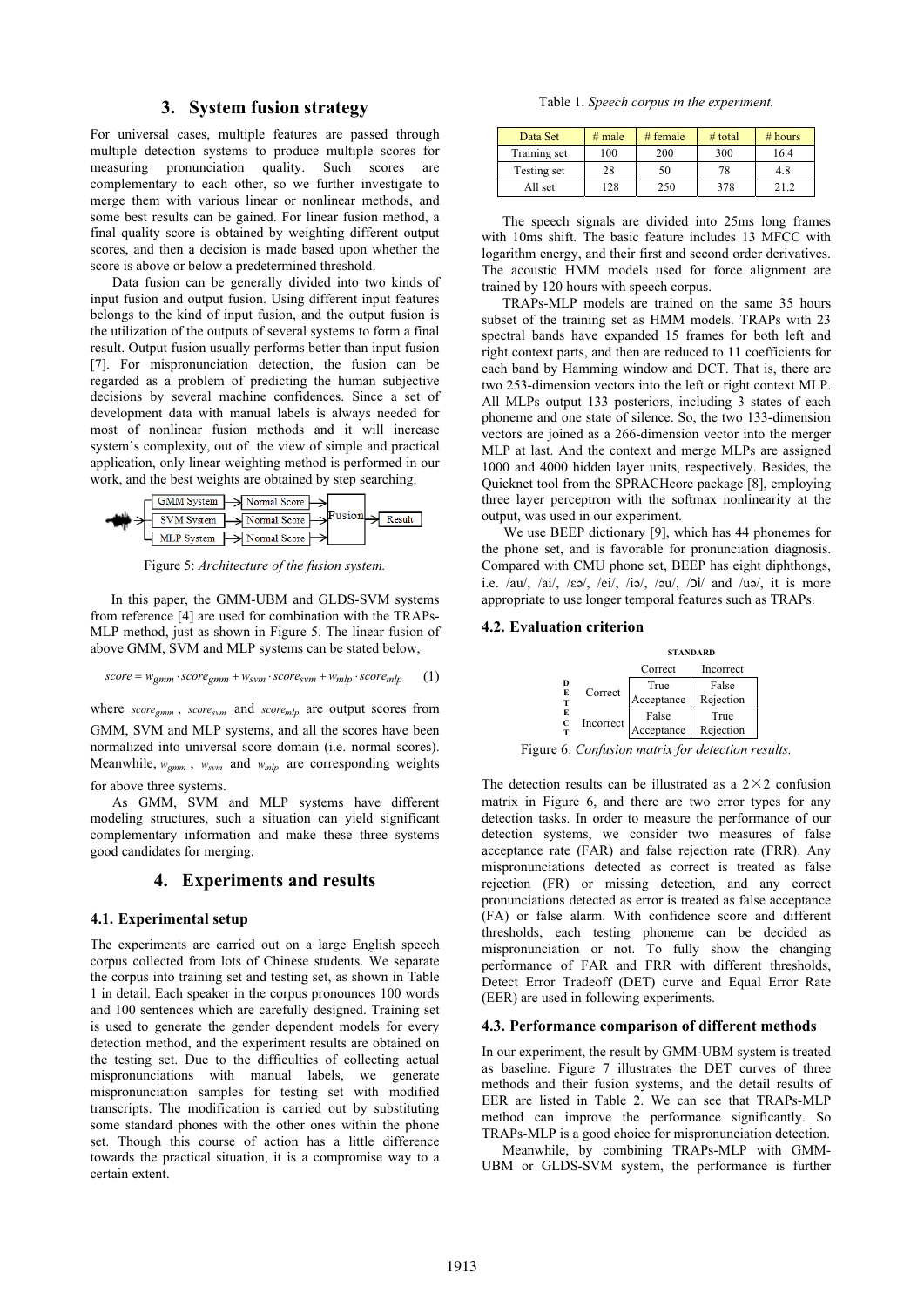## 3. System fusion strategy

For universal cases, multiple features are passed through multiple detection systems to produce multiple scores for measuring pronunciation quality. Such scores are complementary to each other, so we further investigate to merge them with various linear or nonlinear methods, and some best results can be gained. For linear fusion method, a final quality score is obtained by weighting different output scores, and then a decision is made based upon whether the score is above or below a predetermined threshold.

Data fusion can be generally divided into two kinds of input fusion and output fusion. Using different input features belongs to the kind of input fusion, and the output fusion is the utilization of the outputs of several systems to form a final result. Output fusion usually performs better than input fusion [7]. For mispronunciation detection, the fusion can be regarded as a problem of predicting the human subjective decisions by several machine confidences. Since a set of development data with manual labels is always needed for most of nonlinear fusion methods and it will increase system's complexity, out of the view of simple and practical application, only linear weighting method is performed in our work, and the best weights are obtained by step searching.

GMM System → Normal Score; SVM System → Normal Score; MLP System → Normal Score → Fusion → Result

Figure 5: *Architecture of the fusion system.*

In this paper, the GMM-UBM and GLDS-SVM systems from reference [4] are used for combination with the TRAPs-MLP method, just as shown in Figure 5. The linear fusion of above GMM, SVM and MLP systems can be stated below,

$$score = w_{gmm} \cdot score_{gmm} + w_{svm} \cdot score_{svm} + w_{mlp} \cdot score_{mlp} \qquad (1)$$

where $score_{gmm}$, $score_{svm}$ and $score_{mlp}$ are output scores from GMM, SVM and MLP systems, and all the scores have been normalized into universal score domain (i.e. normal scores). Meanwhile, $w_{gmm}$, $w_{svm}$ and $w_{mlp}$ are corresponding weights for above three systems.

As GMM, SVM and MLP systems have different modeling structures, such a situation can yield significant complementary information and make these three systems good candidates for merging.

## 4. Experiments and results

### 4.1. Experimental setup

The experiments are carried out on a large English speech corpus collected from lots of Chinese students. We separate the corpus into training set and testing set, as shown in Table 1 in detail. Each speaker in the corpus pronounces 100 words and 100 sentences which are carefully designed. Training set is used to generate the gender dependent models for every detection method, and the experiment results are obtained on the testing set. Due to the difficulties of collecting actual mispronunciations with manual labels, we generate mispronunciation samples for testing set with modified transcripts. The modification is carried out by substituting some standard phones with the other ones within the phone set. Though this course of action has a little difference towards the practical situation, it is a compromise way to a certain extent.

Table 1. *Speech corpus in the experiment.*

| Data Set | # male | # female | # total | # hours |
|---|---|---|---|---|
| Training set | 100 | 200 | 300 | 16.4 |
| Testing set | 28 | 50 | 78 | 4.8 |
| All set | 128 | 250 | 378 | 21.2 |

The speech signals are divided into 25ms long frames with 10ms shift. The basic feature includes 13 MFCC with logarithm energy, and their first and second order derivatives. The acoustic HMM models used for force alignment are trained by 120 hours with speech corpus.

TRAPs-MLP models are trained on the same 35 hours subset of the training set as HMM models. TRAPs with 23 spectral bands have expanded 15 frames for both left and right context parts, and then are reduced to 11 coefficients for each band by Hamming window and DCT. That is, there are two 253-dimension vectors into the left or right context MLP. All MLPs output 133 posteriors, including 3 states of each phoneme and one state of silence. So, the two 133-dimension vectors are joined as a 266-dimension vector into the merger MLP at last. And the context and merge MLPs are assigned 1000 and 4000 hidden layer units, respectively. Besides, the Quicknet tool from the SPRACHcore package [8], employing three layer perceptron with the softmax nonlinearity at the output, was used in our experiment.

We use BEEP dictionary [9], which has 44 phonemes for the phone set, and is favorable for pronunciation diagnosis. Compared with CMU phone set, BEEP has eight diphthongs, i.e. /au/, /ai/, /ɛə/, /ei/, /iə/, /əu/, /ɔi/ and /uə/, it is more appropriate to use longer temporal features such as TRAPs.

### 4.2. Evaluation criterion

| | | STANDARD | |
|---|---|---|---|
| | | Correct | Incorrect |
| DETECT | Correct | True Acceptance | False Rejection |
| | Incorrect | False Acceptance | True Rejection |

Figure 6: *Confusion matrix for detection results.*

The detection results can be illustrated as a 2×2 confusion matrix in Figure 6, and there are two error types for any detection tasks. In order to measure the performance of our detection systems, we consider two measures of false acceptance rate (FAR) and false rejection rate (FRR). Any mispronunciations detected as correct is treated as false rejection (FR) or missing detection, and any correct pronunciations detected as error is treated as false acceptance (FA) or false alarm. With confidence score and different thresholds, each testing phoneme can be decided as mispronunciation or not. To fully show the changing performance of FAR and FRR with different thresholds, Detect Error Tradeoff (DET) curve and Equal Error Rate (EER) are used in following experiments.

### 4.3. Performance comparison of different methods

In our experiment, the result by GMM-UBM system is treated as baseline. Figure 7 illustrates the DET curves of three methods and their fusion systems, and the detail results of EER are listed in Table 2. We can see that TRAPs-MLP method can improve the performance significantly. So TRAPs-MLP is a good choice for mispronunciation detection.

Meanwhile, by combining TRAPs-MLP with GMM-UBM or GLDS-SVM system, the performance is further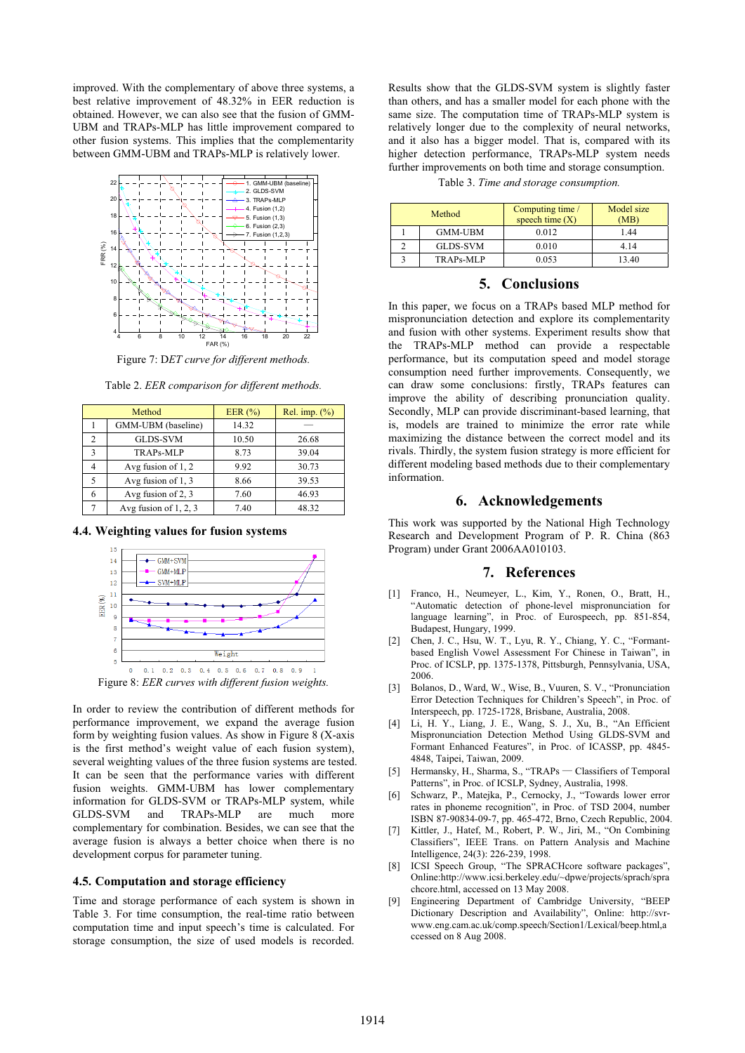improved. With the complementary of above three systems, a best relative improvement of 48.32% in EER reduction is obtained. However, we can also see that the fusion of GMM-UBM and TRAPs-MLP has little improvement compared to other fusion systems. This implies that the complementary between GMM-UBM and TRAPs-MLP is relatively lower.

1. GMM-UBM (baseline)
2. GLDS-SVM
3. TRAPs-MLP
4. Fusion (1,2)
5. Fusion (1,3)
6. Fusion (2,3)
7. Fusion (1,2,3)

FRR (%)

FAR (%)

4 6 8 10 12 14 16 18 20 22

Figure 7: D*ET curve for different methods.*

Table 2. *EER comparison for different methods.*

| | Method | EER (%) | Rel. imp. (%) |
|---|---|---|---|
| 1 | GMM-UBM (baseline) | 14.32 | — |
| 2 | GLDS-SVM | 10.50 | 26.68 |
| 3 | TRAPs-MLP | 8.73 | 39.04 |
| 4 | Avg fusion of 1, 2 | 9.92 | 30.73 |
| 5 | Avg fusion of 1, 3 | 8.66 | 39.53 |
| 6 | Avg fusion of 2, 3 | 7.60 | 46.93 |
| 7 | Avg fusion of 1, 2, 3 | 7.40 | 48.32 |

### 4.4. Weighting values for fusion systems

GMM+SVM
GMM+MLP
SVM+MLP

EER (%)

Weight

0 0.1 0.2 0.3 0.4 0.5 0.6 0.7 0.8 0.9 1

Figure 8: *EER curves with different fusion weights.*

In order to review the contribution of different methods for performance improvement, we expand the average fusion form by weighting fusion values. As show in Figure 8 (X-axis is the first method's weight value of each fusion system), several weighting values of the three fusion systems are tested. It can be seen that the performance varies with different fusion weights. GMM-UBM has lower complementary information for GLDS-SVM or TRAPs-MLP system, while GLDS-SVM and TRAPs-MLP are much more complementary for combination. Besides, we can see that the average fusion is always a better choice when there is no development corpus for parameter tuning.

### 4.5. Computation and storage efficiency

Time and storage performance of each system is shown in Table 3. For time consumption, the real-time ratio between computation time and input speech's time is calculated. For storage consumption, the size of used models is recorded. Results show that the GLDS-SVM system is slightly faster than others, and has a smaller model for each phone with the same size. The computation time of TRAPs-MLP system is relatively longer due to the complexity of neural networks, and it also has a bigger model. That is, compared with its higher detection performance, TRAPs-MLP system needs further improvements on both time and storage consumption.

Table 3. *Time and storage consumption.*

| | Method | Computing time / speech time (X) | Model size (MB) |
|---|---|---|---|
| 1 | GMM-UBM | 0.012 | 1.44 |
| 2 | GLDS-SVM | 0.010 | 4.14 |
| 3 | TRAPs-MLP | 0.053 | 13.40 |

## 5. Conclusions

In this paper, we focus on a TRAPs based MLP method for mispronunciation detection and explore its complementarity and fusion with other systems. Experiment results show that the TRAPs-MLP method can provide a respectable performance, but its computation speed and model storage consumption need further improvements. Consequently, we can draw some conclusions: firstly, TRAPs features can improve the ability of describing pronunciation quality. Secondly, MLP can provide discriminant-based learning, that is, models are trained to minimize the error rate while maximizing the distance between the correct model and its rivals. Thirdly, the system fusion strategy is more efficient for different modeling based methods due to their complementary information.

## 6. Acknowledgements

This work was supported by the National High Technology Research and Development Program of P. R. China (863 Program) under Grant 2006AA010103.

## 7. References

[1] Franco, H., Neumeyer, L., Kim, Y., Ronen, O., Bratt, H., "Automatic detection of phone-level mispronunciation for language learning", in Proc. of Eurospeech, pp. 851-854, Budapest, Hungary, 1999.

[2] Chen, J. C., Hsu, W. T., Lyu, R. Y., Chiang, Y. C., "Formant-based English Vowel Assessment For Chinese in Taiwan", in Proc. of ICSLP, pp. 1375-1378, Pittsburgh, Pennsylvania, USA, 2006.

[3] Bolanos, D., Ward, W., Wise, B., Vuuren, S. V., "Pronunciation Error Detection Techniques for Children's Speech", in Proc. of Interspeech, pp. 1725-1728, Brisbane, Australia, 2008.

[4] Li, H. Y., Liang, J. E., Wang, S. J., Xu, B., "An Efficient Mispronunciation Detection Method Using GLDS-SVM and Formant Enhanced Features", in Proc. of ICASSP, pp. 4845-4848, Taipei, Taiwan, 2009.

[5] Hermansky, H., Sharma, S., "TRAPs — Classifiers of Temporal Patterns", in Proc. of ICSLP, Sydney, Australia, 1998.

[6] Schwarz, P., Matejka, P., Cernocky, J., "Towards lower error rates in phoneme recognition", in Proc. of TSD 2004, number ISBN 87-90834-09-7, pp. 465-472, Brno, Czech Republic, 2004.

[7] Kittler, J., Hatef, M., Robert, P. W., Jiri, M., "On Combining Classifiers", IEEE Trans. on Pattern Analysis and Machine Intelligence, 24(3): 226-239, 1998.

[8] ICSI Speech Group, "The SPRACHcore software packages", Online:http://www.icsi.berkeley.edu/~dpwe/projects/sprach/sprachcore.html, accessed on 13 May 2008.

[9] Engineering Department of Cambridge University, "BEEP Dictionary Description and Availability", Online: http://svr-www.eng.cam.ac.uk/comp.speech/Section1/Lexical/beep.html,accessed on 8 Aug 2008.